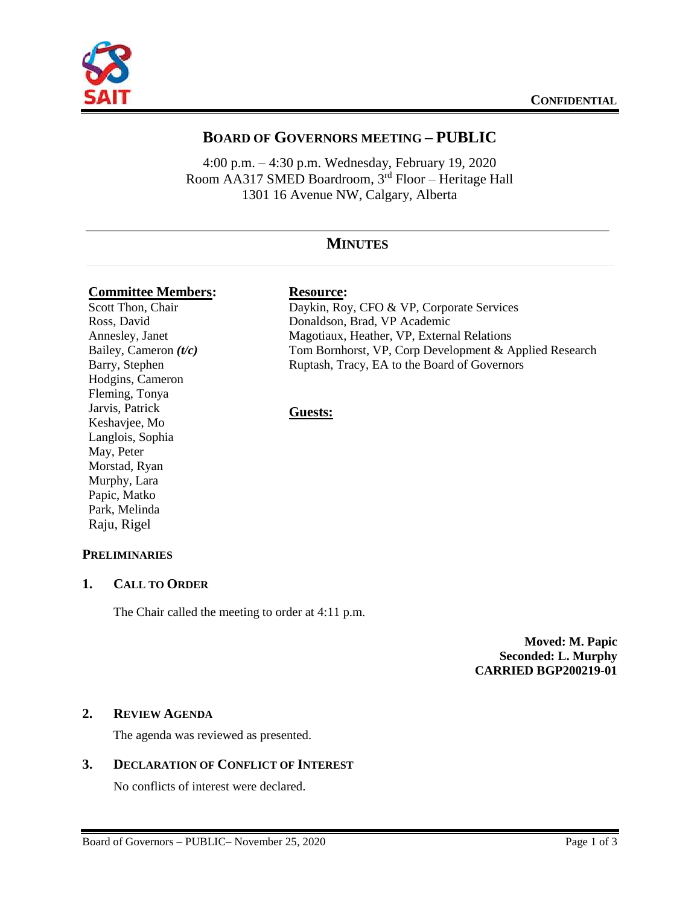CONFIDENTIAL

# BOARD OF GOVERNORS MEETING – PUBLIC

4:00 p.m. – 4:30 p.m. Wednesday, February 19, 2020
Room AA317 SMED Boardroom, 3rd Floor – Heritage Hall
1301 16 Avenue NW, Calgary, Alberta

## MINUTES

**Committee Members:**
Scott Thon, Chair
Ross, David
Annesley, Janet
Bailey, Cameron ***(t/c)***
Barry, Stephen
Hodgins, Cameron
Fleming, Tonya
Jarvis, Patrick
Keshavjee, Mo
Langlois, Sophia
May, Peter
Morstad, Ryan
Murphy, Lara
Papic, Matko
Park, Melinda
Raju, Rigel

**Resource:**
Daykin, Roy, CFO & VP, Corporate Services
Donaldson, Brad, VP Academic
Magotiaux, Heather, VP, External Relations
Tom Bornhorst, VP, Corp Development & Applied Research
Ruptash, Tracy, EA to the Board of Governors

**Guests:**

### PRELIMINARIES

### 1. CALL TO ORDER

The Chair called the meeting to order at 4:11 p.m.

**Moved: M. Papic**
**Seconded: L. Murphy**
**CARRIED BGP200219-01**

### 2. REVIEW AGENDA

The agenda was reviewed as presented.

### 3. DECLARATION OF CONFLICT OF INTEREST

No conflicts of interest were declared.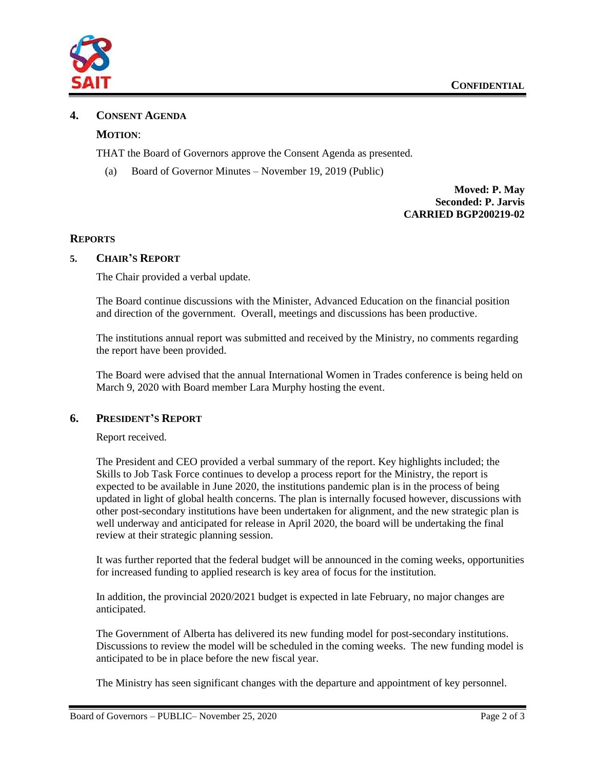## 4. CONSENT AGENDA

**MOTION**:

THAT the Board of Governors approve the Consent Agenda as presented.

(a) Board of Governor Minutes – November 19, 2019 (Public)

**Moved: P. May**
**Seconded: P. Jarvis**
**CARRIED BGP200219-02**

## REPORTS

## 5. CHAIR'S REPORT

The Chair provided a verbal update.

The Board continue discussions with the Minister, Advanced Education on the financial position and direction of the government. Overall, meetings and discussions has been productive.

The institutions annual report was submitted and received by the Ministry, no comments regarding the report have been provided.

The Board were advised that the annual International Women in Trades conference is being held on March 9, 2020 with Board member Lara Murphy hosting the event.

## 6. PRESIDENT'S REPORT

Report received.

The President and CEO provided a verbal summary of the report. Key highlights included; the Skills to Job Task Force continues to develop a process report for the Ministry, the report is expected to be available in June 2020, the institutions pandemic plan is in the process of being updated in light of global health concerns. The plan is internally focused however, discussions with other post-secondary institutions have been undertaken for alignment, and the new strategic plan is well underway and anticipated for release in April 2020, the board will be undertaking the final review at their strategic planning session.

It was further reported that the federal budget will be announced in the coming weeks, opportunities for increased funding to applied research is key area of focus for the institution.

In addition, the provincial 2020/2021 budget is expected in late February, no major changes are anticipated.

The Government of Alberta has delivered its new funding model for post-secondary institutions. Discussions to review the model will be scheduled in the coming weeks. The new funding model is anticipated to be in place before the new fiscal year.

The Ministry has seen significant changes with the departure and appointment of key personnel.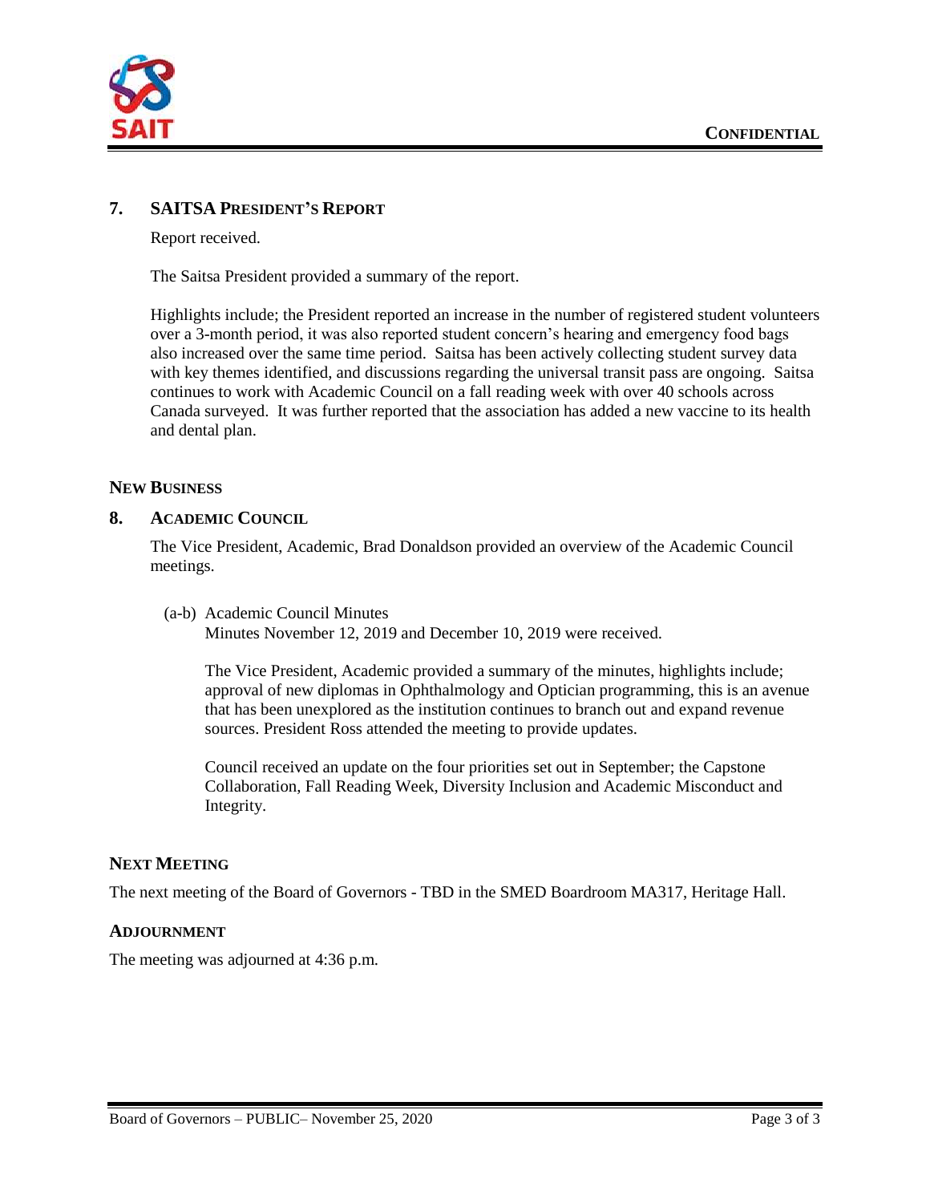## 7. SAITSA PRESIDENT'S REPORT

Report received.

The Saitsa President provided a summary of the report.

Highlights include; the President reported an increase in the number of registered student volunteers over a 3-month period, it was also reported student concern's hearing and emergency food bags also increased over the same time period. Saitsa has been actively collecting student survey data with key themes identified, and discussions regarding the universal transit pass are ongoing. Saitsa continues to work with Academic Council on a fall reading week with over 40 schools across Canada surveyed. It was further reported that the association has added a new vaccine to its health and dental plan.

## NEW BUSINESS

## 8. ACADEMIC COUNCIL

The Vice President, Academic, Brad Donaldson provided an overview of the Academic Council meetings.

(a-b) Academic Council Minutes
Minutes November 12, 2019 and December 10, 2019 were received.

The Vice President, Academic provided a summary of the minutes, highlights include; approval of new diplomas in Ophthalmology and Optician programming, this is an avenue that has been unexplored as the institution continues to branch out and expand revenue sources. President Ross attended the meeting to provide updates.

Council received an update on the four priorities set out in September; the Capstone Collaboration, Fall Reading Week, Diversity Inclusion and Academic Misconduct and Integrity.

## NEXT MEETING

The next meeting of the Board of Governors - TBD in the SMED Boardroom MA317, Heritage Hall.

## ADJOURNMENT

The meeting was adjourned at 4:36 p.m.